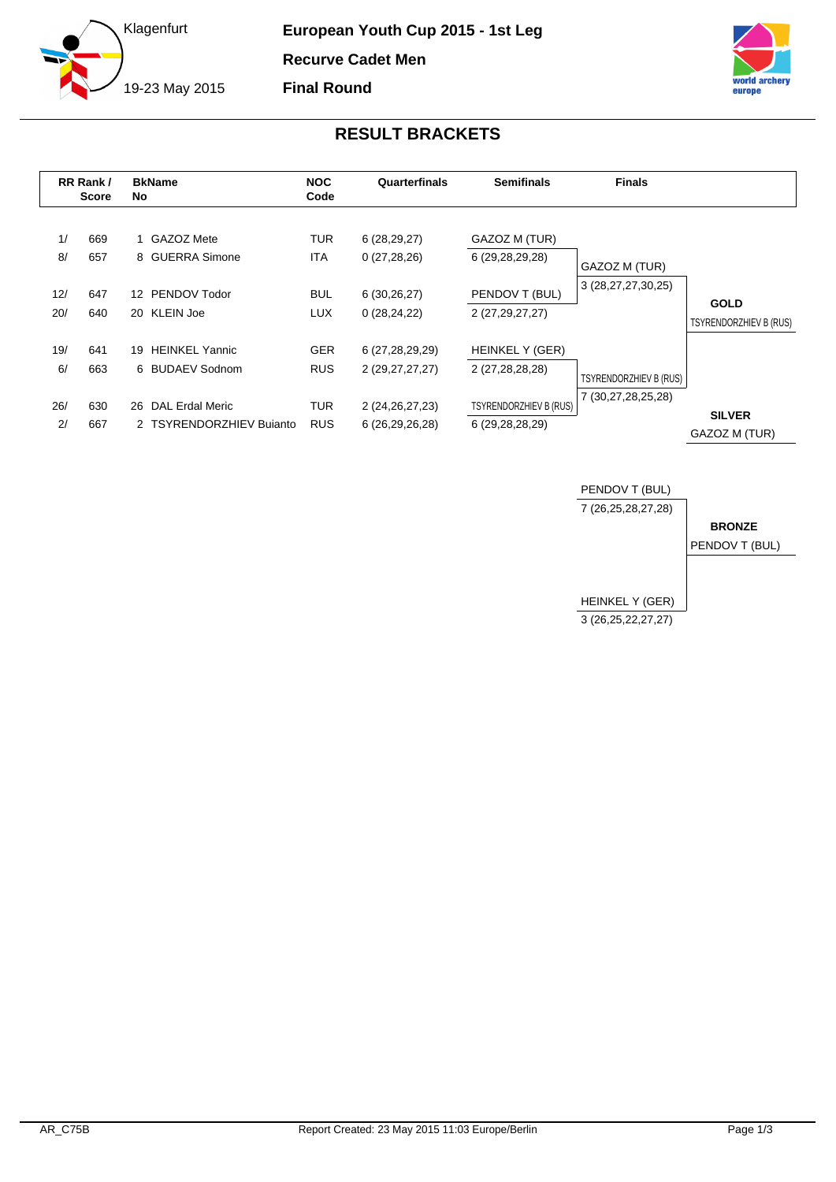Klagenfurt

19-23 May 2015

**European Youth Cup 2015 - 1st Leg**

**Recurve Cadet Men**

**Final Round**

## RESULT BRACKETS

| RR Rank / Score | BkName No | NOC Code | Quarterfinals | Semifinals | Finals | |
|---|---|---|---|---|---|---|
| 1/ 669 | 1 GAZOZ Mete | TUR | 6 (28,29,27) | GAZOZ M (TUR) | | |
| 8/ 657 | 8 GUERRA Simone | ITA | 0 (27,28,26) | 6 (29,28,29,28) | GAZOZ M (TUR) | |
| | | | | | 3 (28,27,27,30,25) | |
| 12/ 647 | 12 PENDOV Todor | BUL | 6 (30,26,27) | PENDOV T (BUL) | | **GOLD** |
| 20/ 640 | 20 KLEIN Joe | LUX | 0 (28,24,22) | 2 (27,29,27,27) | | TSYRENDORZHIEV B (RUS) |
| 19/ 641 | 19 HEINKEL Yannic | GER | 6 (27,28,29,29) | HEINKEL Y (GER) | | |
| 6/ 663 | 6 BUDAEV Sodnom | RUS | 2 (29,27,27,27) | 2 (27,28,28,28) | TSYRENDORZHIEV B (RUS) | |
| | | | | | 7 (30,27,28,25,28) | |
| 26/ 630 | 26 DAL Erdal Meric | TUR | 2 (24,26,27,23) | TSYRENDORZHIEV B (RUS) | | **SILVER** |
| 2/ 667 | 2 TSYRENDORZHIEV Buianto | RUS | 6 (26,29,26,28) | 6 (29,28,28,29) | | GAZOZ M (TUR) |

| Bronze Match | |
|---|---|
| PENDOV T (BUL) | |
| 7 (26,25,28,27,28) | **BRONZE** |
| | PENDOV T (BUL) |
| HEINKEL Y (GER) | |
| 3 (26,25,22,27,27) | |

AR_C75B

Report Created: 23 May 2015 11:03 Europe/Berlin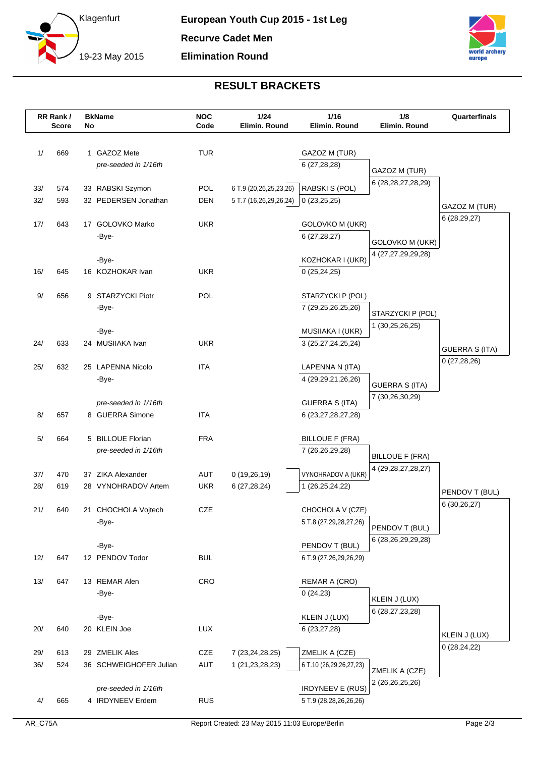# European Youth Cup 2015 - 1st Leg

**Recurve Cadet Men**

**Elimination Round**

Klagenfurt

19-23 May 2015

## RESULT BRACKETS

| RR Rank / Score | | BkName No | | NOC Code | 1/24 Elimin. Round | 1/16 Elimin. Round | 1/8 Elimin. Round | Quarterfinals |
|---|---|---|---|---|---|---|---|---|
| 1/ | 669 | 1 | GAZOZ Mete | TUR | | GAZOZ M (TUR) | | |
| | | | *pre-seeded in 1/16th* | | | 6 (27,28,28) | GAZOZ M (TUR) | |
| | | | | | | | 6 (28,28,27,28,29) | |
| 33/ | 574 | 33 | RABSKI Szymon | POL | 6 T.9 (20,26,25,23,26) | RABSKI S (POL) | | |
| 32/ | 593 | 32 | PEDERSEN Jonathan | DEN | 5 T.7 (16,26,29,26,24) | 0 (23,25,25) | | GAZOZ M (TUR) |
| | | | | | | | | 6 (28,29,27) |
| 17/ | 643 | 17 | GOLOVKO Marko | UKR | | GOLOVKO M (UKR) | | |
| | | | -Bye- | | | 6 (27,28,27) | GOLOVKO M (UKR) | |
| | | | | | | | 4 (27,27,29,29,28) | |
| | | | -Bye- | | | KOZHOKAR I (UKR) | | |
| 16/ | 645 | 16 | KOZHOKAR Ivan | UKR | | 0 (25,24,25) | | |
| 9/ | 656 | 9 | STARZYCKI Piotr | POL | | STARZYCKI P (POL) | | |
| | | | -Bye- | | | 7 (29,25,26,25,26) | STARZYCKI P (POL) | |
| | | | | | | | 1 (30,25,26,25) | |
| | | | -Bye- | | | MUSIIAKA I (UKR) | | |
| 24/ | 633 | 24 | MUSIIAKA Ivan | UKR | | 3 (25,27,24,25,24) | | GUERRA S (ITA) |
| | | | | | | | | 0 (27,28,26) |
| 25/ | 632 | 25 | LAPENNA Nicolo | ITA | | LAPENNA N (ITA) | | |
| | | | -Bye- | | | 4 (29,29,21,26,26) | GUERRA S (ITA) | |
| | | | | | | | 7 (30,26,30,29) | |
| | | | *pre-seeded in 1/16th* | | | GUERRA S (ITA) | | |
| 8/ | 657 | 8 | GUERRA Simone | ITA | | 6 (23,27,28,27,28) | | |
| 5/ | 664 | 5 | BILLOUE Florian | FRA | | BILLOUE F (FRA) | | |
| | | | *pre-seeded in 1/16th* | | | 7 (26,26,29,28) | BILLOUE F (FRA) | |
| | | | | | | | 4 (29,28,27,28,27) | |
| 37/ | 470 | 37 | ZIKA Alexander | AUT | 0 (19,26,19) | VYNOHRADOV A (UKR) | | |
| 28/ | 619 | 28 | VYNOHRADOV Artem | UKR | 6 (27,28,24) | 1 (26,25,24,22) | | PENDOV T (BUL) |
| | | | | | | | | 6 (30,26,27) |
| 21/ | 640 | 21 | CHOCHOLA Vojtech | CZE | | CHOCHOLA V (CZE) | | |
| | | | -Bye- | | | 5 T.8 (27,29,28,27,26) | PENDOV T (BUL) | |
| | | | | | | | 6 (28,26,29,29,28) | |
| | | | -Bye- | | | PENDOV T (BUL) | | |
| 12/ | 647 | 12 | PENDOV Todor | BUL | | 6 T.9 (27,26,29,26,29) | | |
| 13/ | 647 | 13 | REMAR Alen | CRO | | REMAR A (CRO) | | |
| | | | -Bye- | | | 0 (24,23) | KLEIN J (LUX) | |
| | | | | | | | 6 (28,27,23,28) | |
| | | | -Bye- | | | KLEIN J (LUX) | | |
| 20/ | 640 | 20 | KLEIN Joe | LUX | | 6 (23,27,28) | | KLEIN J (LUX) |
| | | | | | | | | 0 (28,24,22) |
| 29/ | 613 | 29 | ZMELIK Ales | CZE | 7 (23,24,28,25) | ZMELIK A (CZE) | | |
| 36/ | 524 | 36 | SCHWEIGHOFER Julian | AUT | 1 (21,23,28,23) | 6 T.10 (26,29,26,27,23) | ZMELIK A (CZE) | |
| | | | | | | | 2 (26,26,25,26) | |
| | | | *pre-seeded in 1/16th* | | | IRDYNEEV E (RUS) | | |
| 4/ | 665 | 4 | IRDYNEEV Erdem | RUS | | 5 T.9 (28,28,26,26,26) | | |

AR_C75A — Report Created: 23 May 2015 11:03 Europe/Berlin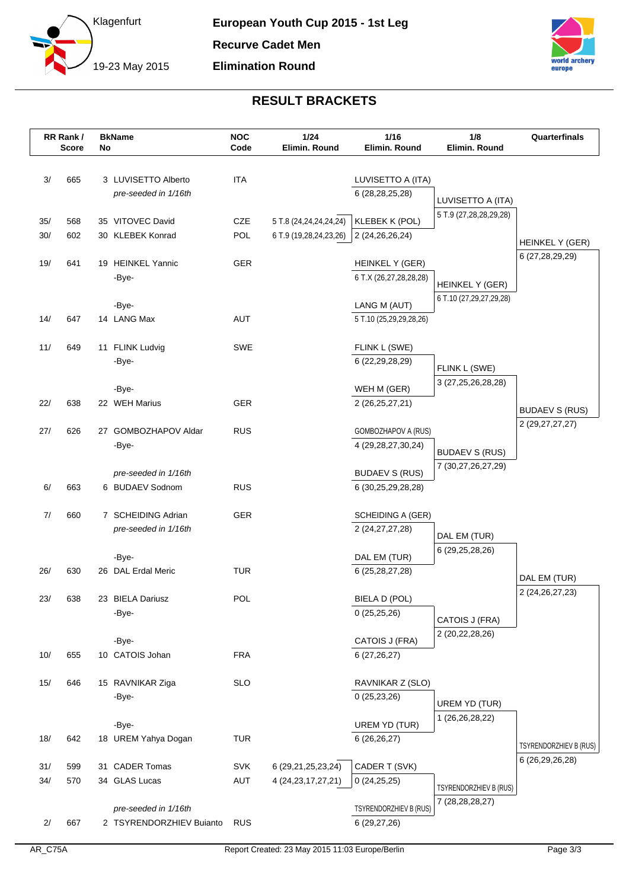Klagenfurt

19-23 May 2015

**European Youth Cup 2015 - 1st Leg**

**Recurve Cadet Men**

**Elimination Round**

## RESULT BRACKETS

| RR Rank / Score | | BkNo | Name | NOC Code | 1/24 Elimin. Round | 1/16 Elimin. Round | 1/8 Elimin. Round | Quarterfinals |
|---|---|---|---|---|---|---|---|---|
| 3/ | 665 | 3 | LUVISETTO Alberto | ITA | | LUVISETTO A (ITA) | | |
| | | | *pre-seeded in 1/16th* | | | 6 (28,28,25,28) | LUVISETTO A (ITA) | |
| 35/ | 568 | 35 | VITOVEC David | CZE | 5 T.8 (24,24,24,24,24) | KLEBEK K (POL) | 5 T.9 (27,28,28,29,28) | |
| 30/ | 602 | 30 | KLEBEK Konrad | POL | 6 T.9 (19,28,24,23,26) | 2 (24,26,26,24) | | HEINKEL Y (GER) |
| 19/ | 641 | 19 | HEINKEL Yannic | GER | | HEINKEL Y (GER) | | 6 (27,28,29,29) |
| | | | -Bye- | | | 6 T.X (26,27,28,28,28) | HEINKEL Y (GER) | |
| | | | -Bye- | | | LANG M (AUT) | 6 T.10 (27,29,27,29,28) | |
| 14/ | 647 | 14 | LANG Max | AUT | | 5 T.10 (25,29,29,28,26) | | |
| 11/ | 649 | 11 | FLINK Ludvig | SWE | | FLINK L (SWE) | | |
| | | | -Bye- | | | 6 (22,29,28,29) | FLINK L (SWE) | |
| | | | -Bye- | | | WEH M (GER) | 3 (27,25,26,28,28) | |
| 22/ | 638 | 22 | WEH Marius | GER | | 2 (26,25,27,21) | | BUDAEV S (RUS) |
| 27/ | 626 | 27 | GOMBOZHAPOV Aldar | RUS | | GOMBOZHAPOV A (RUS) | | 2 (29,27,27,27) |
| | | | -Bye- | | | 4 (29,28,27,30,24) | BUDAEV S (RUS) | |
| | | | *pre-seeded in 1/16th* | | | BUDAEV S (RUS) | 7 (30,27,26,27,29) | |
| 6/ | 663 | 6 | BUDAEV Sodnom | RUS | | 6 (30,25,29,28,28) | | |
| 7/ | 660 | 7 | SCHEIDING Adrian | GER | | SCHEIDING A (GER) | | |
| | | | *pre-seeded in 1/16th* | | | 2 (24,27,27,28) | DAL EM (TUR) | |
| | | | -Bye- | | | DAL EM (TUR) | 6 (29,25,28,26) | |
| 26/ | 630 | 26 | DAL Erdal Meric | TUR | | 6 (25,28,27,28) | | DAL EM (TUR) |
| 23/ | 638 | 23 | BIELA Dariusz | POL | | BIELA D (POL) | | 2 (24,26,27,23) |
| | | | -Bye- | | | 0 (25,25,26) | CATOIS J (FRA) | |
| | | | -Bye- | | | CATOIS J (FRA) | 2 (20,22,28,26) | |
| 10/ | 655 | 10 | CATOIS Johan | FRA | | 6 (27,26,27) | | |
| 15/ | 646 | 15 | RAVNIKAR Ziga | SLO | | RAVNIKAR Z (SLO) | | |
| | | | -Bye- | | | 0 (25,23,26) | UREM YD (TUR) | |
| | | | -Bye- | | | UREM YD (TUR) | 1 (26,26,28,22) | |
| 18/ | 642 | 18 | UREM Yahya Dogan | TUR | | 6 (26,26,27) | | TSYRENDORZHIEV B (RUS) |
| 31/ | 599 | 31 | CADER Tomas | SVK | 6 (29,21,25,23,24) | CADER T (SVK) | | 6 (26,29,26,28) |
| 34/ | 570 | 34 | GLAS Lucas | AUT | 4 (24,23,17,27,21) | 0 (24,25,25) | TSYRENDORZHIEV B (RUS) | |
| | | | *pre-seeded in 1/16th* | | | TSYRENDORZHIEV B (RUS) | 7 (28,28,28,27) | |
| 2/ | 667 | 2 | TSYRENDORZHIEV Buianto | RUS | | 6 (29,27,26) | | |

AR_C75A — Report Created: 23 May 2015 11:03 Europe/Berlin